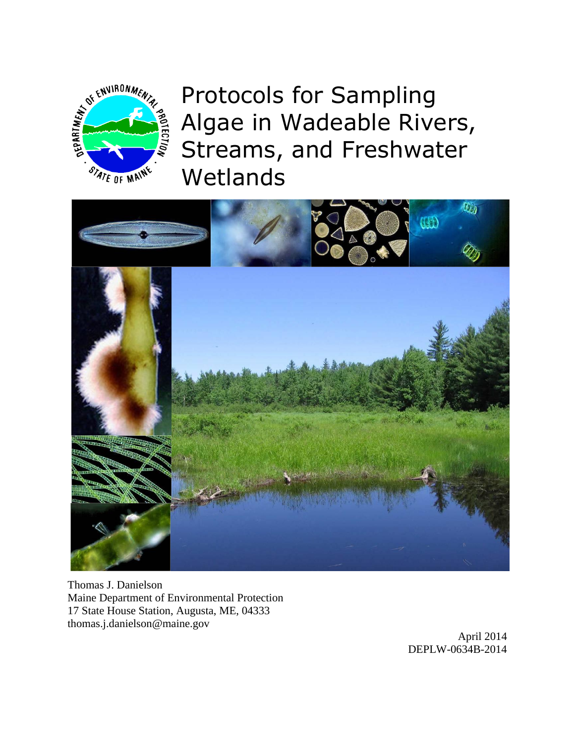# Protocols for Sampling Algae in Wadeable Rivers, Streams, and Freshwater Wetlands

Thomas J. Danielson
Maine Department of Environmental Protection
17 State House Station, Augusta, ME, 04333
thomas.j.danielson@maine.gov

April 2014
DEPLW-0634B-2014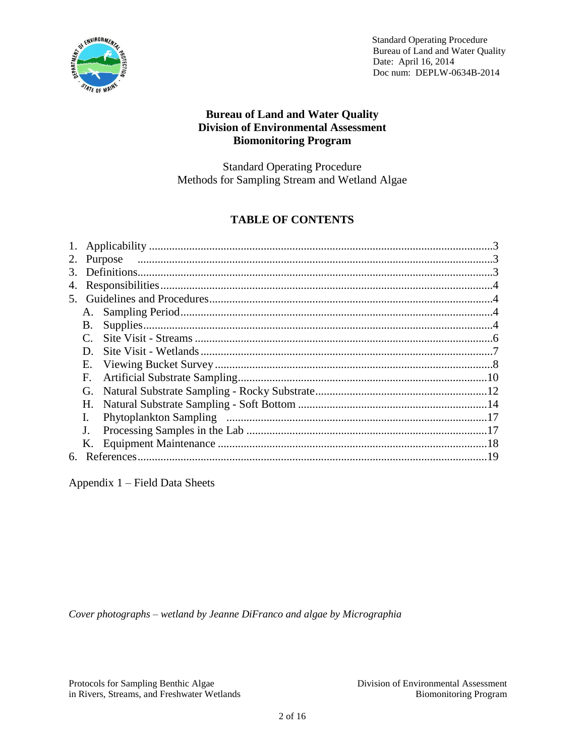Standard Operating Procedure
Bureau of Land and Water Quality
Date: April 16, 2014
Doc num: DEPLW-0634B-2014

**Bureau of Land and Water Quality**
**Division of Environmental Assessment**
**Biomonitoring Program**

Standard Operating Procedure
Methods for Sampling Stream and Wetland Algae

## TABLE OF CONTENTS

1. Applicability ....................................................................................................3
2. Purpose ..........................................................................................................3
3. Definitions........................................................................................................3
4. Responsibilities................................................................................................4
5. Guidelines and Procedures...............................................................................4
   - A. Sampling Period.........................................................................................4
   - B. Supplies.....................................................................................................4
   - C. Site Visit - Streams ....................................................................................6
   - D. Site Visit - Wetlands ..................................................................................7
   - E. Viewing Bucket Survey ..............................................................................8
   - F. Artificial Substrate Sampling.....................................................................10
   - G. Natural Substrate Sampling - Rocky Substrate..........................................12
   - H. Natural Substrate Sampling - Soft Bottom ...............................................14
   - I. Phytoplankton Sampling ..........................................................................17
   - J. Processing Samples in the Lab .................................................................17
   - K. Equipment Maintenance ..........................................................................18
6. References......................................................................................................19

Appendix 1 – Field Data Sheets

*Cover photographs – wetland by Jeanne DiFranco and algae by Micrographia*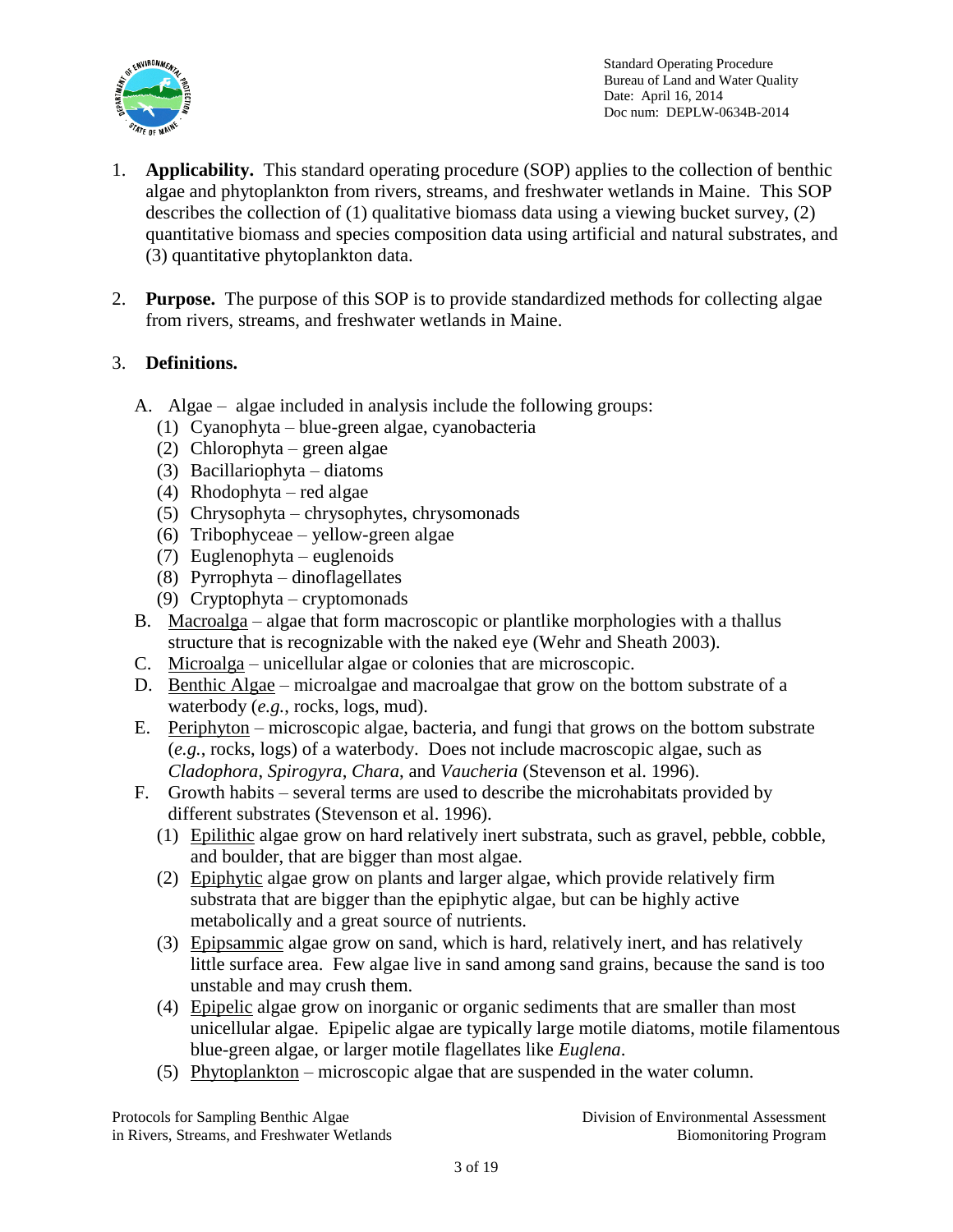1. **Applicability.** This standard operating procedure (SOP) applies to the collection of benthic algae and phytoplankton from rivers, streams, and freshwater wetlands in Maine. This SOP describes the collection of (1) qualitative biomass data using a viewing bucket survey, (2) quantitative biomass and species composition data using artificial and natural substrates, and (3) quantitative phytoplankton data.

2. **Purpose.** The purpose of this SOP is to provide standardized methods for collecting algae from rivers, streams, and freshwater wetlands in Maine.

3. **Definitions.**

   A. Algae – algae included in analysis include the following groups:
      (1) Cyanophyta – blue-green algae, cyanobacteria
      (2) Chlorophyta – green algae
      (3) Bacillariophyta – diatoms
      (4) Rhodophyta – red algae
      (5) Chrysophyta – chrysophytes, chrysomonads
      (6) Tribophyceae – yellow-green algae
      (7) Euglenophyta – euglenoids
      (8) Pyrrophyta – dinoflagellates
      (9) Cryptophyta – cryptomonads

   B. Macroalga – algae that form macroscopic or plantlike morphologies with a thallus structure that is recognizable with the naked eye (Wehr and Sheath 2003).

   C. Microalga – unicellular algae or colonies that are microscopic.

   D. Benthic Algae – microalgae and macroalgae that grow on the bottom substrate of a waterbody (*e.g.*, rocks, logs, mud).

   E. Periphyton – microscopic algae, bacteria, and fungi that grows on the bottom substrate (*e.g.*, rocks, logs) of a waterbody. Does not include macroscopic algae, such as *Cladophora*, *Spirogyra*, *Chara*, and *Vaucheria* (Stevenson et al. 1996).

   F. Growth habits – several terms are used to describe the microhabitats provided by different substrates (Stevenson et al. 1996).
      (1) Epilithic algae grow on hard relatively inert substrata, such as gravel, pebble, cobble, and boulder, that are bigger than most algae.
      (2) Epiphytic algae grow on plants and larger algae, which provide relatively firm substrata that are bigger than the epiphytic algae, but can be highly active metabolically and a great source of nutrients.
      (3) Epipsammic algae grow on sand, which is hard, relatively inert, and has relatively little surface area. Few algae live in sand among sand grains, because the sand is too unstable and may crush them.
      (4) Epipelic algae grow on inorganic or organic sediments that are smaller than most unicellular algae. Epipelic algae are typically large motile diatoms, motile filamentous blue-green algae, or larger motile flagellates like *Euglena*.
      (5) Phytoplankton – microscopic algae that are suspended in the water column.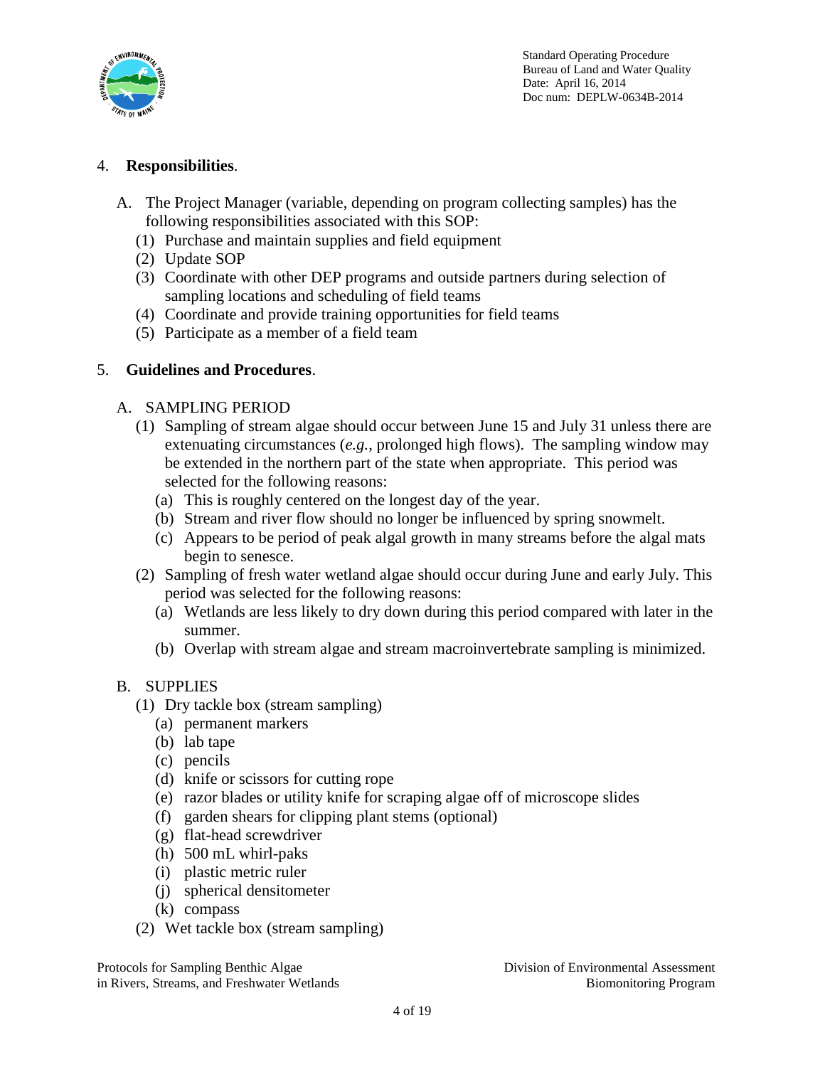4. **Responsibilities**.

   A. The Project Manager (variable, depending on program collecting samples) has the following responsibilities associated with this SOP:
      (1) Purchase and maintain supplies and field equipment
      (2) Update SOP
      (3) Coordinate with other DEP programs and outside partners during selection of sampling locations and scheduling of field teams
      (4) Coordinate and provide training opportunities for field teams
      (5) Participate as a member of a field team

5. **Guidelines and Procedures**.

   A. SAMPLING PERIOD
      (1) Sampling of stream algae should occur between June 15 and July 31 unless there are extenuating circumstances (*e.g.*, prolonged high flows). The sampling window may be extended in the northern part of the state when appropriate. This period was selected for the following reasons:
         (a) This is roughly centered on the longest day of the year.
         (b) Stream and river flow should no longer be influenced by spring snowmelt.
         (c) Appears to be period of peak algal growth in many streams before the algal mats begin to senesce.
      (2) Sampling of fresh water wetland algae should occur during June and early July. This period was selected for the following reasons:
         (a) Wetlands are less likely to dry down during this period compared with later in the summer.
         (b) Overlap with stream algae and stream macroinvertebrate sampling is minimized.

   B. SUPPLIES
      (1) Dry tackle box (stream sampling)
         (a) permanent markers
         (b) lab tape
         (c) pencils
         (d) knife or scissors for cutting rope
         (e) razor blades or utility knife for scraping algae off of microscope slides
         (f) garden shears for clipping plant stems (optional)
         (g) flat-head screwdriver
         (h) 500 mL whirl-paks
         (i) plastic metric ruler
         (j) spherical densitometer
         (k) compass
      (2) Wet tackle box (stream sampling)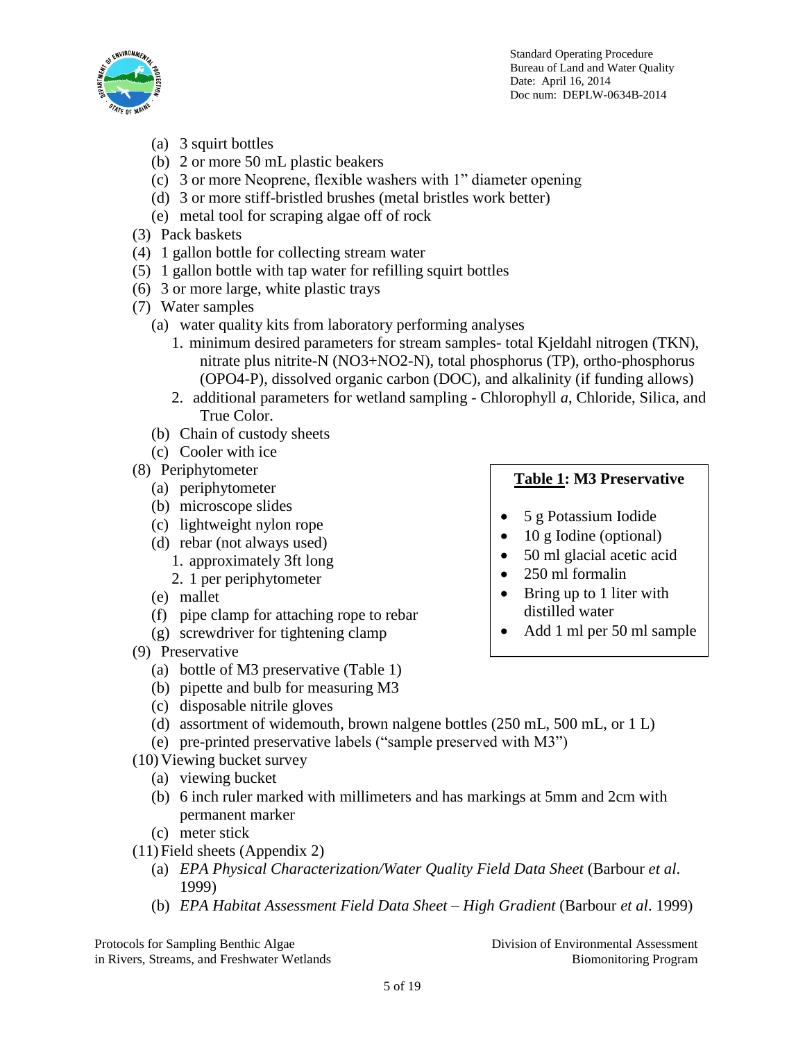(a) 3 squirt bottles
(b) 2 or more 50 mL plastic beakers
(c) 3 or more Neoprene, flexible washers with 1" diameter opening
(d) 3 or more stiff-bristled brushes (metal bristles work better)
(e) metal tool for scraping algae off of rock

(3) Pack baskets

(4) 1 gallon bottle for collecting stream water

(5) 1 gallon bottle with tap water for refilling squirt bottles

(6) 3 or more large, white plastic trays

(7) Water samples

(a) water quality kits from laboratory performing analyses

1. minimum desired parameters for stream samples- total Kjeldahl nitrogen (TKN), nitrate plus nitrite-N ($NO_3$+$NO_2$-N), total phosphorus (TP), ortho-phosphorus ($OPO_4$-P), dissolved organic carbon (DOC), and alkalinity (if funding allows)
2. additional parameters for wetland sampling - Chlorophyll *a*, Chloride, Silica, and True Color.

(b) Chain of custody sheets
(c) Cooler with ice

(8) Periphytometer

(a) periphytometer
(b) microscope slides
(c) lightweight nylon rope
(d) rebar (not always used)
1. approximately 3ft long
2. 1 per periphytometer
(e) mallet
(f) pipe clamp for attaching rope to rebar
(g) screwdriver for tightening clamp

(9) Preservative

(a) bottle of M3 preservative (Table 1)
(b) pipette and bulb for measuring M3
(c) disposable nitrile gloves
(d) assortment of widemouth, brown nalgene bottles (250 mL, 500 mL, or 1 L)
(e) pre-printed preservative labels ("sample preserved with M3")

**Table 1: M3 Preservative**

- 5 g Potassium Iodide
- 10 g Iodine (optional)
- 50 ml glacial acetic acid
- 250 ml formalin
- Bring up to 1 liter with distilled water
- Add 1 ml per 50 ml sample

(10) Viewing bucket survey

(a) viewing bucket
(b) 6 inch ruler marked with millimeters and has markings at 5mm and 2cm with permanent marker
(c) meter stick

(11) Field sheets (Appendix 2)

(a) *EPA Physical Characterization/Water Quality Field Data Sheet* (Barbour *et al*. 1999)
(b) *EPA Habitat Assessment Field Data Sheet – High Gradient* (Barbour *et al*. 1999)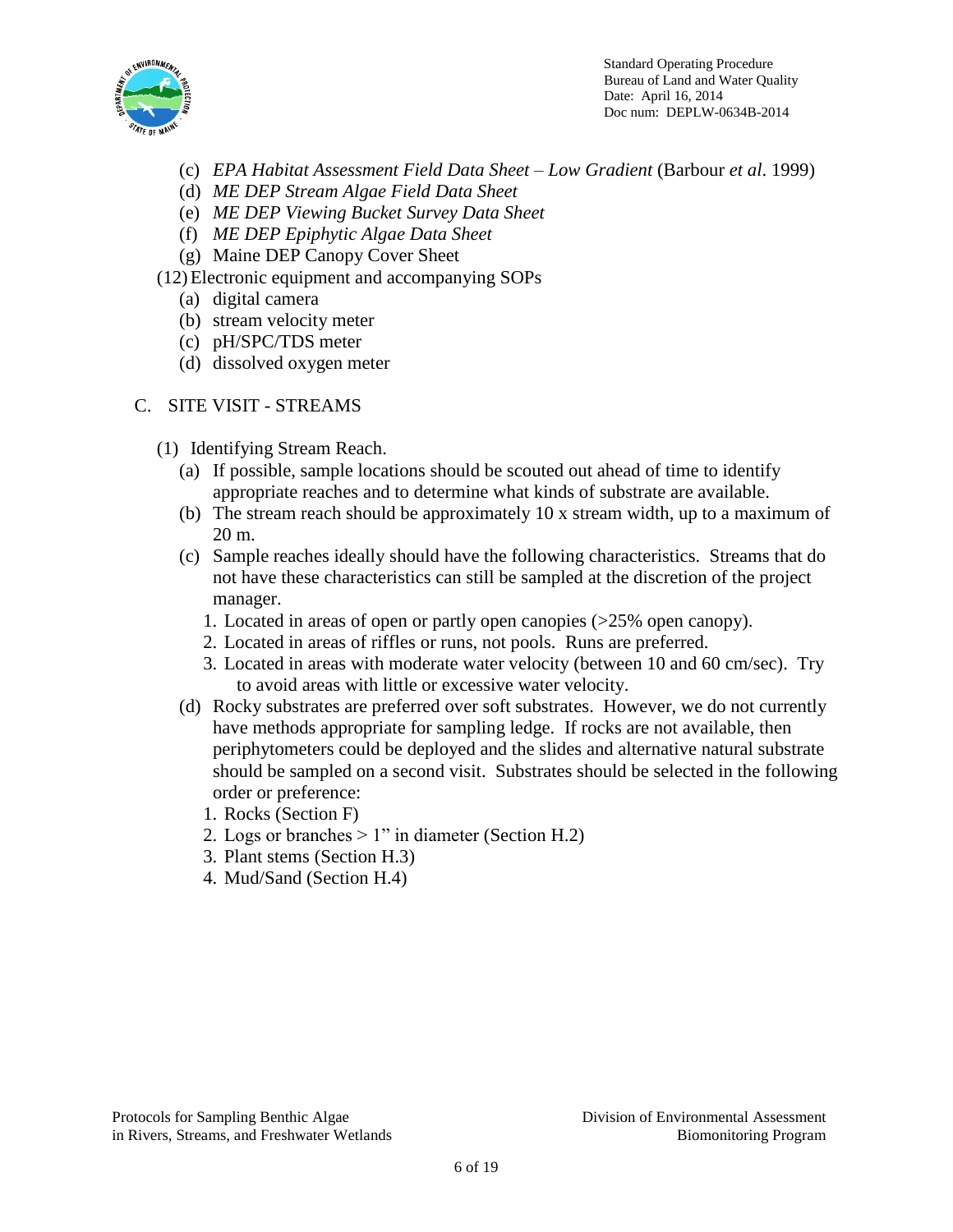(c) *EPA Habitat Assessment Field Data Sheet – Low Gradient* (Barbour *et al*. 1999)
(d) *ME DEP Stream Algae Field Data Sheet*
(e) *ME DEP Viewing Bucket Survey Data Sheet*
(f) *ME DEP Epiphytic Algae Data Sheet*
(g) Maine DEP Canopy Cover Sheet

(12) Electronic equipment and accompanying SOPs
   (a) digital camera
   (b) stream velocity meter
   (c) pH/SPC/TDS meter
   (d) dissolved oxygen meter

## C. SITE VISIT - STREAMS

(1) Identifying Stream Reach.
   (a) If possible, sample locations should be scouted out ahead of time to identify appropriate reaches and to determine what kinds of substrate are available.
   (b) The stream reach should be approximately 10 x stream width, up to a maximum of 20 m.
   (c) Sample reaches ideally should have the following characteristics. Streams that do not have these characteristics can still be sampled at the discretion of the project manager.
      1. Located in areas of open or partly open canopies (>25% open canopy).
      2. Located in areas of riffles or runs, not pools. Runs are preferred.
      3. Located in areas with moderate water velocity (between 10 and 60 cm/sec). Try to avoid areas with little or excessive water velocity.
   (d) Rocky substrates are preferred over soft substrates. However, we do not currently have methods appropriate for sampling ledge. If rocks are not available, then periphytometers could be deployed and the slides and alternative natural substrate should be sampled on a second visit. Substrates should be selected in the following order or preference:
      1. Rocks (Section F)
      2. Logs or branches > 1" in diameter (Section H.2)
      3. Plant stems (Section H.3)
      4. Mud/Sand (Section H.4)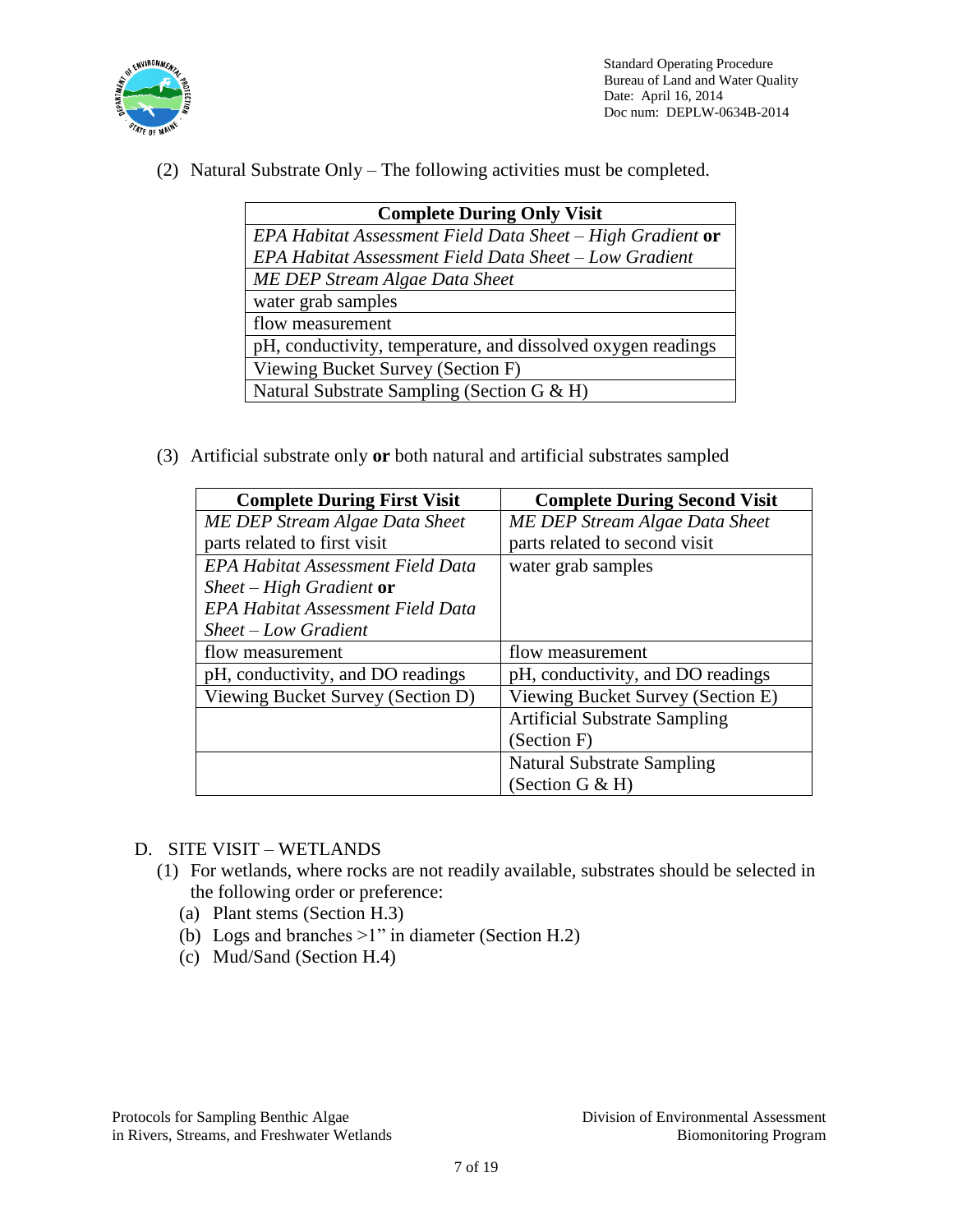(2) Natural Substrate Only – The following activities must be completed.

| Complete During Only Visit |
|---|
| *EPA Habitat Assessment Field Data Sheet – High Gradient* **or** *EPA Habitat Assessment Field Data Sheet – Low Gradient* |
| *ME DEP Stream Algae Data Sheet* |
| water grab samples |
| flow measurement |
| pH, conductivity, temperature, and dissolved oxygen readings |
| Viewing Bucket Survey (Section F) |
| Natural Substrate Sampling (Section G & H) |

(3) Artificial substrate only **or** both natural and artificial substrates sampled

| Complete During First Visit | Complete During Second Visit |
|---|---|
| *ME DEP Stream Algae Data Sheet* parts related to first visit | *ME DEP Stream Algae Data Sheet* parts related to second visit |
| *EPA Habitat Assessment Field Data Sheet – High Gradient* **or** *EPA Habitat Assessment Field Data Sheet – Low Gradient* | water grab samples |
| flow measurement | flow measurement |
| pH, conductivity, and DO readings | pH, conductivity, and DO readings |
| Viewing Bucket Survey (Section D) | Viewing Bucket Survey (Section E) |
| | Artificial Substrate Sampling (Section F) |
| | Natural Substrate Sampling (Section G & H) |

D. SITE VISIT – WETLANDS

(1) For wetlands, where rocks are not readily available, substrates should be selected in the following order or preference:

(a) Plant stems (Section H.3)

(b) Logs and branches >1" in diameter (Section H.2)

(c) Mud/Sand (Section H.4)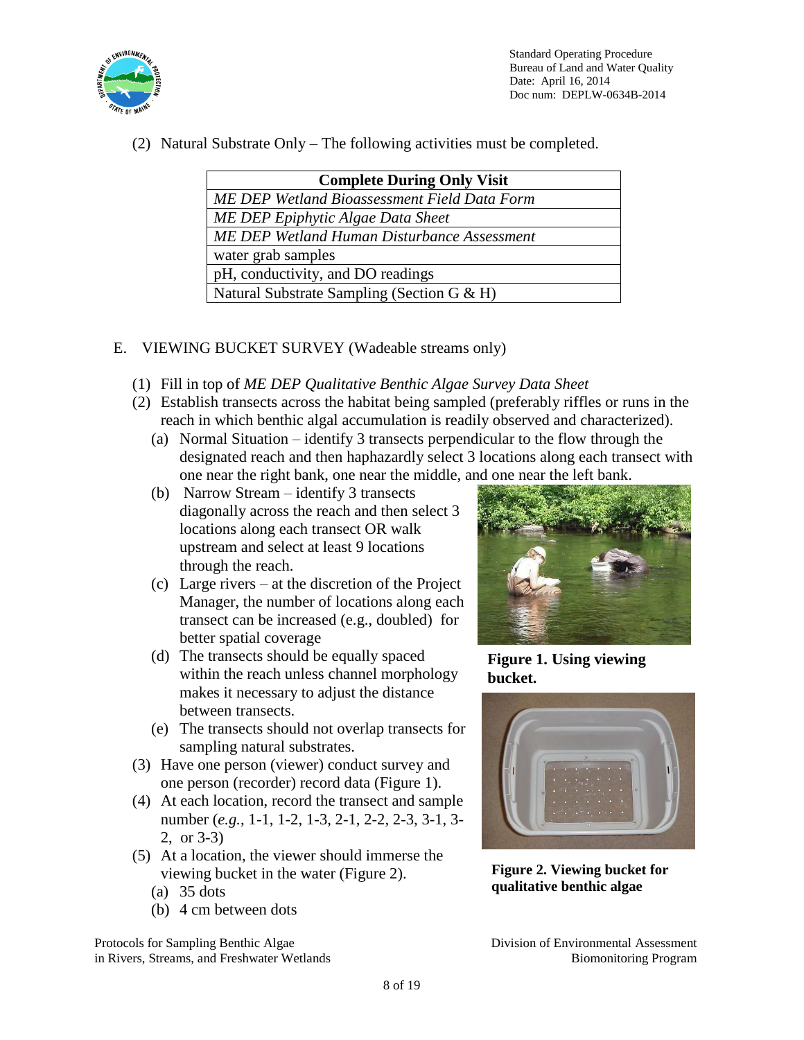(2) Natural Substrate Only – The following activities must be completed.

| Complete During Only Visit |
|---|
| *ME DEP Wetland Bioassessment Field Data Form* |
| *ME DEP Epiphytic Algae Data Sheet* |
| *ME DEP Wetland Human Disturbance Assessment* |
| water grab samples |
| pH, conductivity, and DO readings |
| Natural Substrate Sampling (Section G & H) |

E. VIEWING BUCKET SURVEY (Wadeable streams only)

(1) Fill in top of *ME DEP Qualitative Benthic Algae Survey Data Sheet*

(2) Establish transects across the habitat being sampled (preferably riffles or runs in the reach in which benthic algal accumulation is readily observed and characterized).

  (a) Normal Situation – identify 3 transects perpendicular to the flow through the designated reach and then haphazardly select 3 locations along each transect with one near the right bank, one near the middle, and one near the left bank.

  (b) Narrow Stream – identify 3 transects diagonally across the reach and then select 3 locations along each transect OR walk upstream and select at least 9 locations through the reach.

  (c) Large rivers – at the discretion of the Project Manager, the number of locations along each transect can be increased (e.g., doubled) for better spatial coverage

  (d) The transects should be equally spaced within the reach unless channel morphology makes it necessary to adjust the distance between transects.

  (e) The transects should not overlap transects for sampling natural substrates.

(3) Have one person (viewer) conduct survey and one person (recorder) record data (Figure 1).

(4) At each location, record the transect and sample number (*e.g.*, 1-1, 1-2, 1-3, 2-1, 2-2, 2-3, 3-1, 3-2, or 3-3)

(5) At a location, the viewer should immerse the viewing bucket in the water (Figure 2).

  (a) 35 dots

  (b) 4 cm between dots

**Figure 1. Using viewing bucket.**

**Figure 2. Viewing bucket for qualitative benthic algae**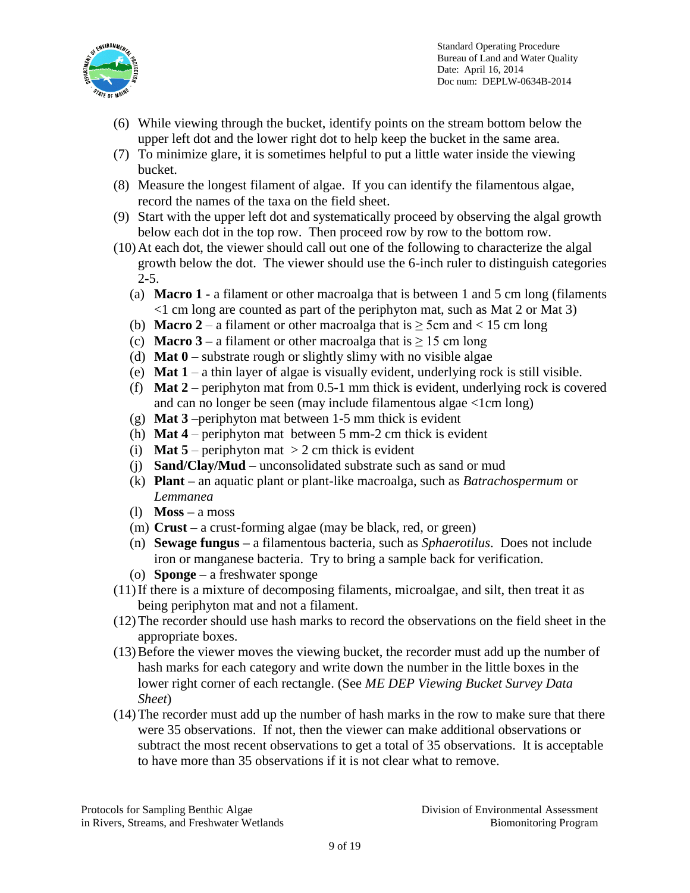(6) While viewing through the bucket, identify points on the stream bottom below the upper left dot and the lower right dot to help keep the bucket in the same area.

(7) To minimize glare, it is sometimes helpful to put a little water inside the viewing bucket.

(8) Measure the longest filament of algae. If you can identify the filamentous algae, record the names of the taxa on the field sheet.

(9) Start with the upper left dot and systematically proceed by observing the algal growth below each dot in the top row. Then proceed row by row to the bottom row.

(10) At each dot, the viewer should call out one of the following to characterize the algal growth below the dot. The viewer should use the 6-inch ruler to distinguish categories 2-5.

   (a) **Macro 1 -** a filament or other macroalga that is between 1 and 5 cm long (filaments <1 cm long are counted as part of the periphyton mat, such as Mat 2 or Mat 3)
   (b) **Macro 2** – a filament or other macroalga that is ≥ 5cm and < 15 cm long
   (c) **Macro 3 –** a filament or other macroalga that is ≥ 15 cm long
   (d) **Mat 0** – substrate rough or slightly slimy with no visible algae
   (e) **Mat 1** – a thin layer of algae is visually evident, underlying rock is still visible.
   (f) **Mat 2** – periphyton mat from 0.5-1 mm thick is evident, underlying rock is covered and can no longer be seen (may include filamentous algae <1cm long)
   (g) **Mat 3** –periphyton mat between 1-5 mm thick is evident
   (h) **Mat 4** – periphyton mat between 5 mm-2 cm thick is evident
   (i) **Mat 5** – periphyton mat > 2 cm thick is evident
   (j) **Sand/Clay/Mud** – unconsolidated substrate such as sand or mud
   (k) **Plant –** an aquatic plant or plant-like macroalga, such as *Batrachospermum* or *Lemmanea*
   (l) **Moss –** a moss
   (m) **Crust –** a crust-forming algae (may be black, red, or green)
   (n) **Sewage fungus –** a filamentous bacteria, such as *Sphaerotilus*. Does not include iron or manganese bacteria. Try to bring a sample back for verification.
   (o) **Sponge** – a freshwater sponge

(11) If there is a mixture of decomposing filaments, microalgae, and silt, then treat it as being periphyton mat and not a filament.

(12) The recorder should use hash marks to record the observations on the field sheet in the appropriate boxes.

(13) Before the viewer moves the viewing bucket, the recorder must add up the number of hash marks for each category and write down the number in the little boxes in the lower right corner of each rectangle. (See *ME DEP Viewing Bucket Survey Data Sheet*)

(14) The recorder must add up the number of hash marks in the row to make sure that there were 35 observations. If not, then the viewer can make additional observations or subtract the most recent observations to get a total of 35 observations. It is acceptable to have more than 35 observations if it is not clear what to remove.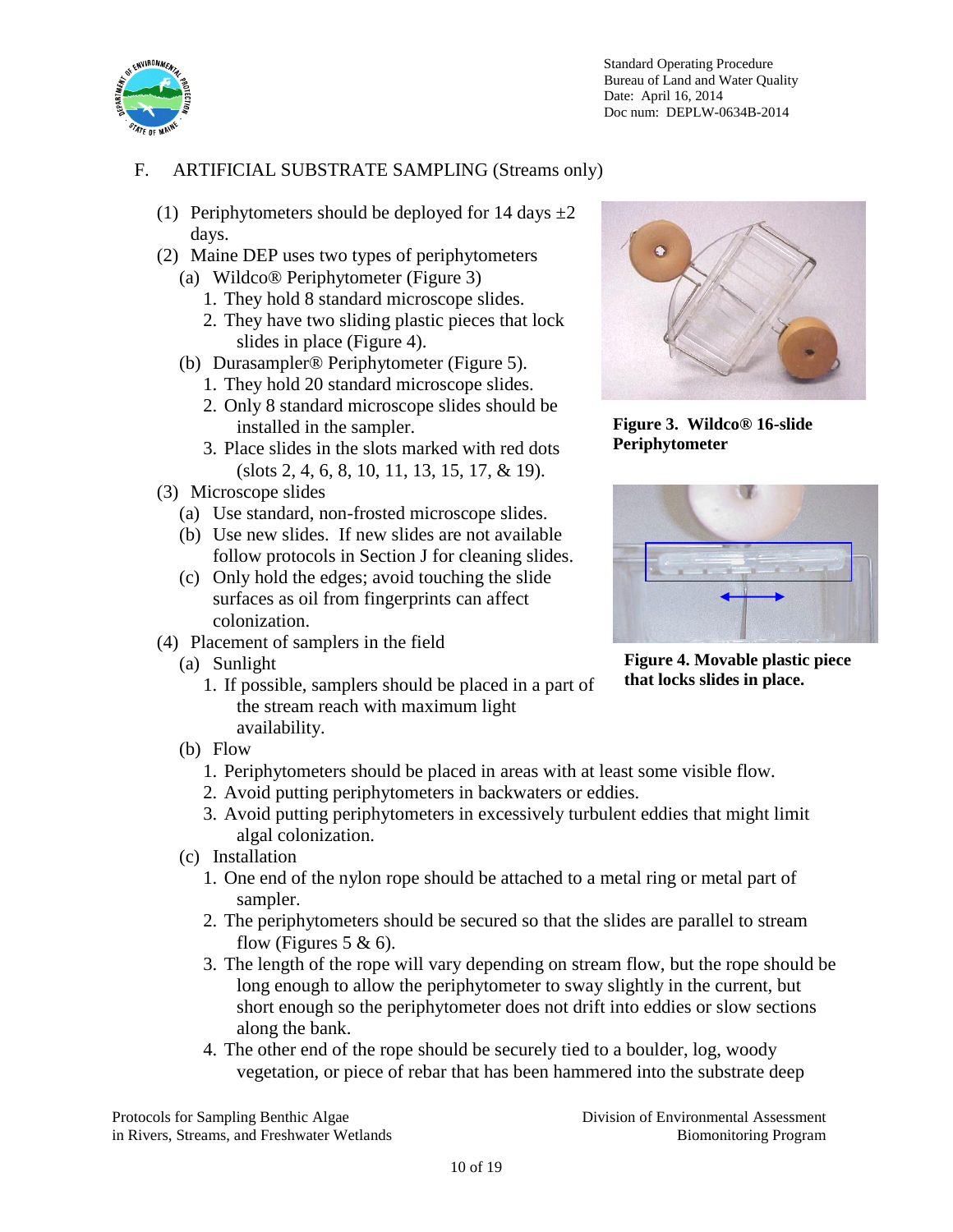## F. ARTIFICIAL SUBSTRATE SAMPLING (Streams only)

(1) Periphytometers should be deployed for 14 days ±2 days.

(2) Maine DEP uses two types of periphytometers
   - (a) Wildco® Periphytometer (Figure 3)
      1. They hold 8 standard microscope slides.
      2. They have two sliding plastic pieces that lock slides in place (Figure 4).
   - (b) Durasampler® Periphytometer (Figure 5).
      1. They hold 20 standard microscope slides.
      2. Only 8 standard microscope slides should be installed in the sampler.
      3. Place slides in the slots marked with red dots (slots 2, 4, 6, 8, 10, 11, 13, 15, 17, & 19).

(3) Microscope slides
   - (a) Use standard, non-frosted microscope slides.
   - (b) Use new slides. If new slides are not available follow protocols in Section J for cleaning slides.
   - (c) Only hold the edges; avoid touching the slide surfaces as oil from fingerprints can affect colonization.

(4) Placement of samplers in the field
   - (a) Sunlight
      1. If possible, samplers should be placed in a part of the stream reach with maximum light availability.
   - (b) Flow
      1. Periphytometers should be placed in areas with at least some visible flow.
      2. Avoid putting periphytometers in backwaters or eddies.
      3. Avoid putting periphytometers in excessively turbulent eddies that might limit algal colonization.
   - (c) Installation
      1. One end of the nylon rope should be attached to a metal ring or metal part of sampler.
      2. The periphytometers should be secured so that the slides are parallel to stream flow (Figures 5 & 6).
      3. The length of the rope will vary depending on stream flow, but the rope should be long enough to allow the periphytometer to sway slightly in the current, but short enough so the periphytometer does not drift into eddies or slow sections along the bank.
      4. The other end of the rope should be securely tied to a boulder, log, woody vegetation, or piece of rebar that has been hammered into the substrate deep

**Figure 3. Wildco® 16-slide Periphytometer**

**Figure 4. Movable plastic piece that locks slides in place.**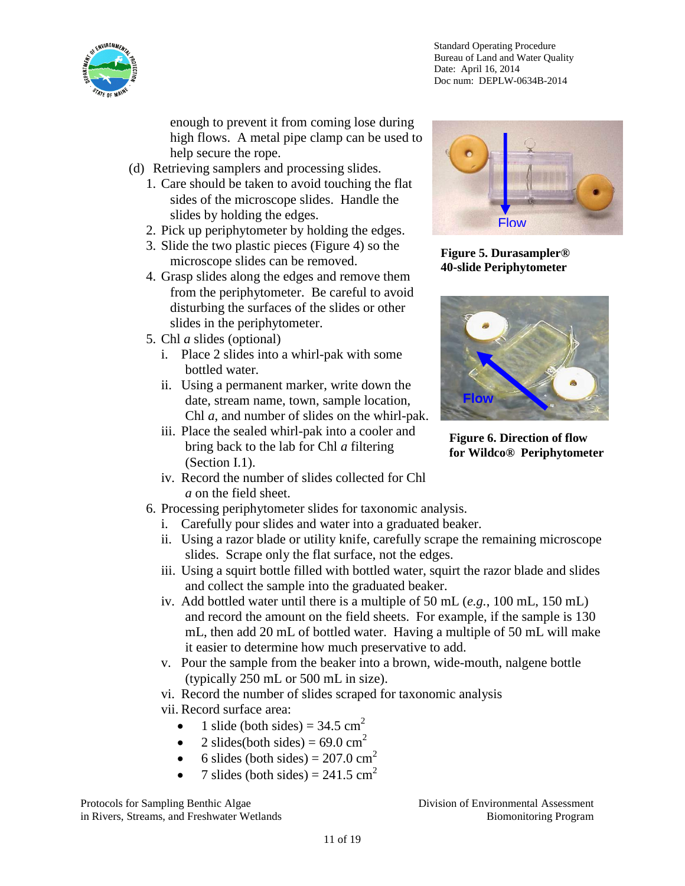enough to prevent it from coming lose during high flows. A metal pipe clamp can be used to help secure the rope.

(d) Retrieving samplers and processing slides.

1. Care should be taken to avoid touching the flat sides of the microscope slides. Handle the slides by holding the edges.
2. Pick up periphytometer by holding the edges.
3. Slide the two plastic pieces (Figure 4) so the microscope slides can be removed.
4. Grasp slides along the edges and remove them from the periphytometer. Be careful to avoid disturbing the surfaces of the slides or other slides in the periphytometer.
5. Chl *a* slides (optional)
   i. Place 2 slides into a whirl-pak with some bottled water.
   ii. Using a permanent marker, write down the date, stream name, town, sample location, Chl *a*, and number of slides on the whirl-pak.
   iii. Place the sealed whirl-pak into a cooler and bring back to the lab for Chl *a* filtering (Section I.1).
   iv. Record the number of slides collected for Chl *a* on the field sheet.
6. Processing periphytometer slides for taxonomic analysis.
   i. Carefully pour slides and water into a graduated beaker.
   ii. Using a razor blade or utility knife, carefully scrape the remaining microscope slides. Scrape only the flat surface, not the edges.
   iii. Using a squirt bottle filled with bottled water, squirt the razor blade and slides and collect the sample into the graduated beaker.
   iv. Add bottled water until there is a multiple of 50 mL (*e.g.*, 100 mL, 150 mL) and record the amount on the field sheets. For example, if the sample is 130 mL, then add 20 mL of bottled water. Having a multiple of 50 mL will make it easier to determine how much preservative to add.
   v. Pour the sample from the beaker into a brown, wide-mouth, nalgene bottle (typically 250 mL or 500 mL in size).
   vi. Record the number of slides scraped for taxonomic analysis
   vii. Record surface area:
      - 1 slide (both sides) = 34.5 $cm^2$
      - 2 slides(both sides) = 69.0 $cm^2$
      - 6 slides (both sides) = 207.0 $cm^2$
      - 7 slides (both sides) = 241.5 $cm^2$

**Figure 5. Durasampler® 40-slide Periphytometer**

**Figure 6. Direction of flow for Wildco® Periphytometer**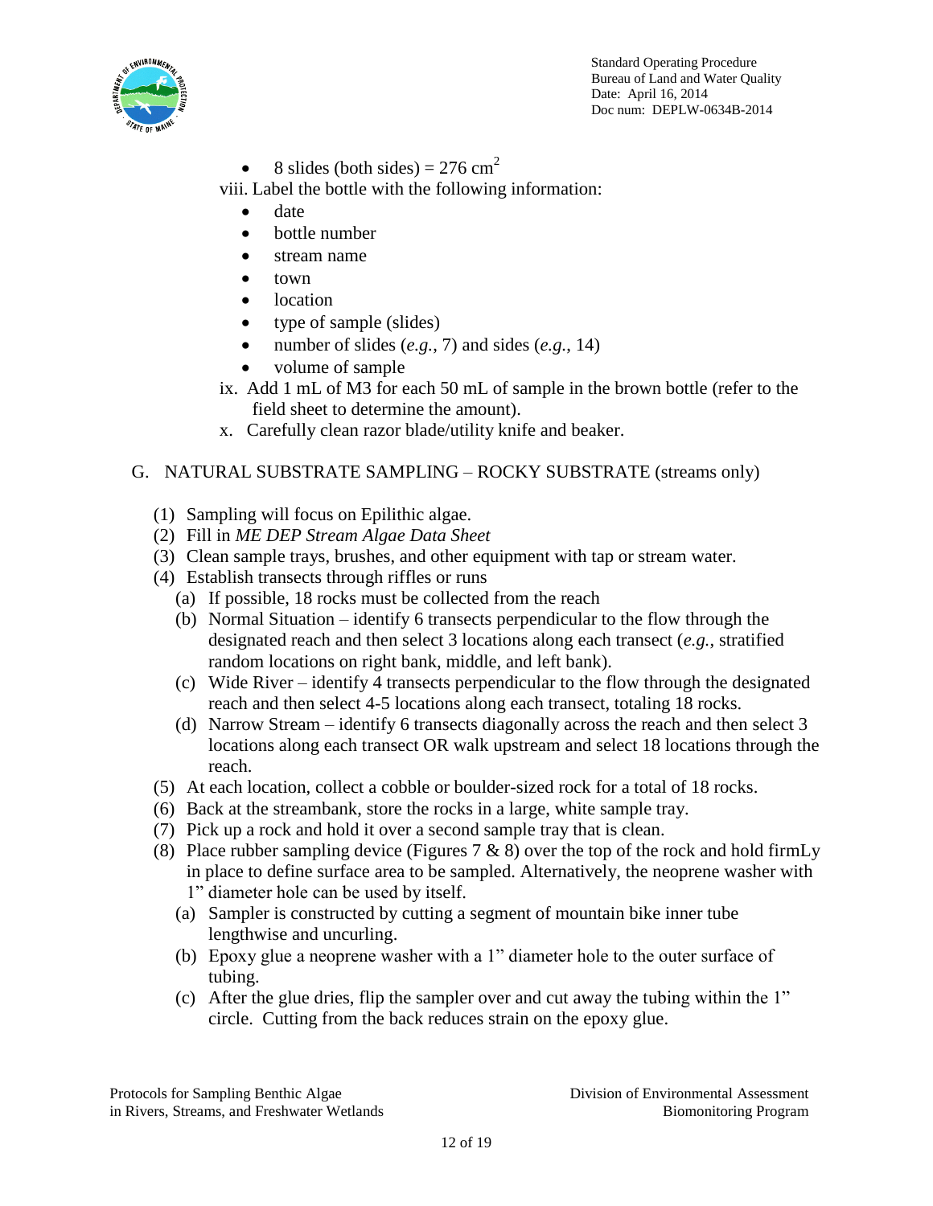- 8 slides (both sides) = 276 $cm^2$

viii. Label the bottle with the following information:

- date
- bottle number
- stream name
- town
- location
- type of sample (slides)
- number of slides (*e.g.*, 7) and sides (*e.g.*, 14)
- volume of sample

ix. Add 1 mL of M3 for each 50 mL of sample in the brown bottle (refer to the field sheet to determine the amount).

x. Carefully clean razor blade/utility knife and beaker.

G. NATURAL SUBSTRATE SAMPLING – ROCKY SUBSTRATE (streams only)

(1) Sampling will focus on Epilithic algae.

(2) Fill in *ME DEP Stream Algae Data Sheet*

(3) Clean sample trays, brushes, and other equipment with tap or stream water.

(4) Establish transects through riffles or runs

  (a) If possible, 18 rocks must be collected from the reach

  (b) Normal Situation – identify 6 transects perpendicular to the flow through the designated reach and then select 3 locations along each transect (*e.g.*, stratified random locations on right bank, middle, and left bank).

  (c) Wide River – identify 4 transects perpendicular to the flow through the designated reach and then select 4-5 locations along each transect, totaling 18 rocks.

  (d) Narrow Stream – identify 6 transects diagonally across the reach and then select 3 locations along each transect OR walk upstream and select 18 locations through the reach.

(5) At each location, collect a cobble or boulder-sized rock for a total of 18 rocks.

(6) Back at the streambank, store the rocks in a large, white sample tray.

(7) Pick up a rock and hold it over a second sample tray that is clean.

(8) Place rubber sampling device (Figures 7 & 8) over the top of the rock and hold firmLy in place to define surface area to be sampled. Alternatively, the neoprene washer with 1" diameter hole can be used by itself.

  (a) Sampler is constructed by cutting a segment of mountain bike inner tube lengthwise and uncurling.

  (b) Epoxy glue a neoprene washer with a 1" diameter hole to the outer surface of tubing.

  (c) After the glue dries, flip the sampler over and cut away the tubing within the 1" circle. Cutting from the back reduces strain on the epoxy glue.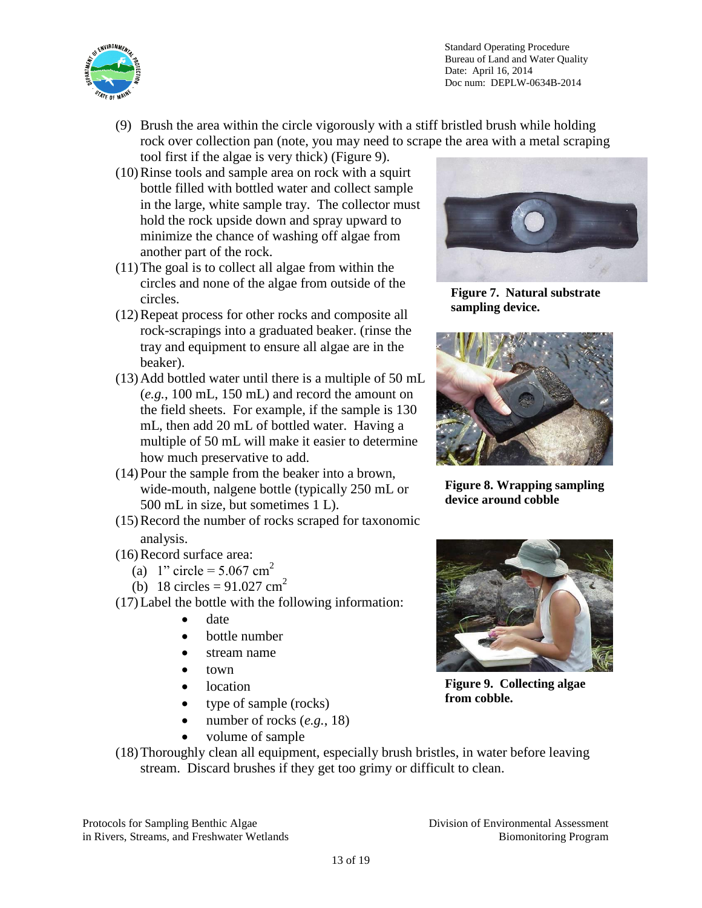(9) Brush the area within the circle vigorously with a stiff bristled brush while holding rock over collection pan (note, you may need to scrape the area with a metal scraping tool first if the algae is very thick) (Figure 9).

(10) Rinse tools and sample area on rock with a squirt bottle filled with bottled water and collect sample in the large, white sample tray. The collector must hold the rock upside down and spray upward to minimize the chance of washing off algae from another part of the rock.

(11) The goal is to collect all algae from within the circles and none of the algae from outside of the circles.

(12) Repeat process for other rocks and composite all rock-scrapings into a graduated beaker. (rinse the tray and equipment to ensure all algae are in the beaker).

(13) Add bottled water until there is a multiple of 50 mL (*e.g.*, 100 mL, 150 mL) and record the amount on the field sheets. For example, if the sample is 130 mL, then add 20 mL of bottled water. Having a multiple of 50 mL will make it easier to determine how much preservative to add.

(14) Pour the sample from the beaker into a brown, wide-mouth, nalgene bottle (typically 250 mL or 500 mL in size, but sometimes 1 L).

(15) Record the number of rocks scraped for taxonomic analysis.

(16) Record surface area:
  (a) 1" circle = 5.067 $cm^2$
  (b) 18 circles = 91.027 $cm^2$

(17) Label the bottle with the following information:
- date
- bottle number
- stream name
- town
- location
- type of sample (rocks)
- number of rocks (*e.g.*, 18)
- volume of sample

(18) Thoroughly clean all equipment, especially brush bristles, in water before leaving stream. Discard brushes if they get too grimy or difficult to clean.

**Figure 7. Natural substrate sampling device.**

**Figure 8. Wrapping sampling device around cobble**

**Figure 9. Collecting algae from cobble.**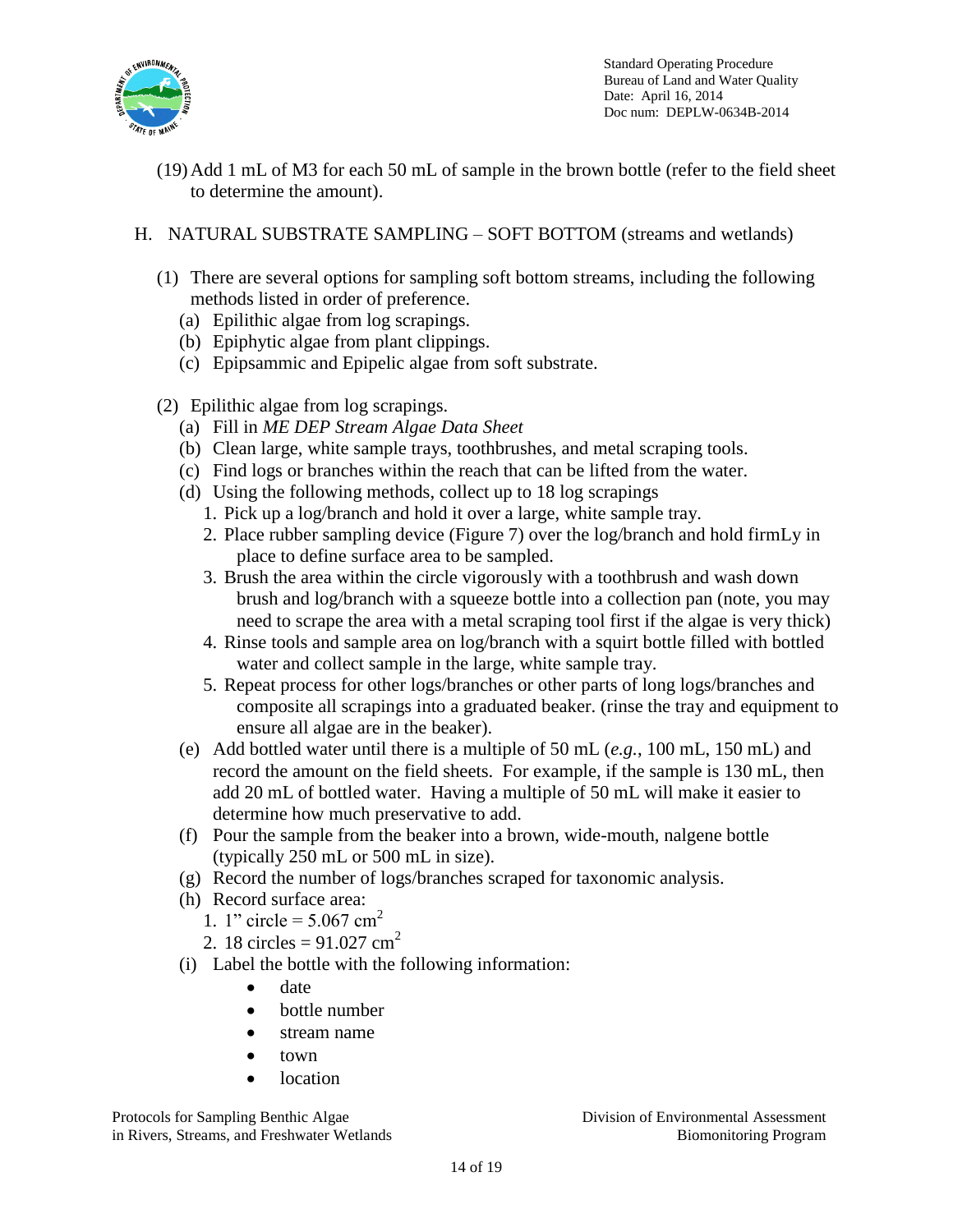(19) Add 1 mL of M3 for each 50 mL of sample in the brown bottle (refer to the field sheet to determine the amount).

H. NATURAL SUBSTRATE SAMPLING – SOFT BOTTOM (streams and wetlands)

(1) There are several options for sampling soft bottom streams, including the following methods listed in order of preference.
   (a) Epilithic algae from log scrapings.
   (b) Epiphytic algae from plant clippings.
   (c) Epipsammic and Epipelic algae from soft substrate.

(2) Epilithic algae from log scrapings.
   (a) Fill in *ME DEP Stream Algae Data Sheet*
   (b) Clean large, white sample trays, toothbrushes, and metal scraping tools.
   (c) Find logs or branches within the reach that can be lifted from the water.
   (d) Using the following methods, collect up to 18 log scrapings
      1. Pick up a log/branch and hold it over a large, white sample tray.
      2. Place rubber sampling device (Figure 7) over the log/branch and hold firmLy in place to define surface area to be sampled.
      3. Brush the area within the circle vigorously with a toothbrush and wash down brush and log/branch with a squeeze bottle into a collection pan (note, you may need to scrape the area with a metal scraping tool first if the algae is very thick)
      4. Rinse tools and sample area on log/branch with a squirt bottle filled with bottled water and collect sample in the large, white sample tray.
      5. Repeat process for other logs/branches or other parts of long logs/branches and composite all scrapings into a graduated beaker. (rinse the tray and equipment to ensure all algae are in the beaker).
   (e) Add bottled water until there is a multiple of 50 mL (*e.g.*, 100 mL, 150 mL) and record the amount on the field sheets. For example, if the sample is 130 mL, then add 20 mL of bottled water. Having a multiple of 50 mL will make it easier to determine how much preservative to add.
   (f) Pour the sample from the beaker into a brown, wide-mouth, nalgene bottle (typically 250 mL or 500 mL in size).
   (g) Record the number of logs/branches scraped for taxonomic analysis.
   (h) Record surface area:
      1. 1" circle = 5.067 $cm^2$
      2. 18 circles = 91.027 $cm^2$
   (i) Label the bottle with the following information:
      - date
      - bottle number
      - stream name
      - town
      - location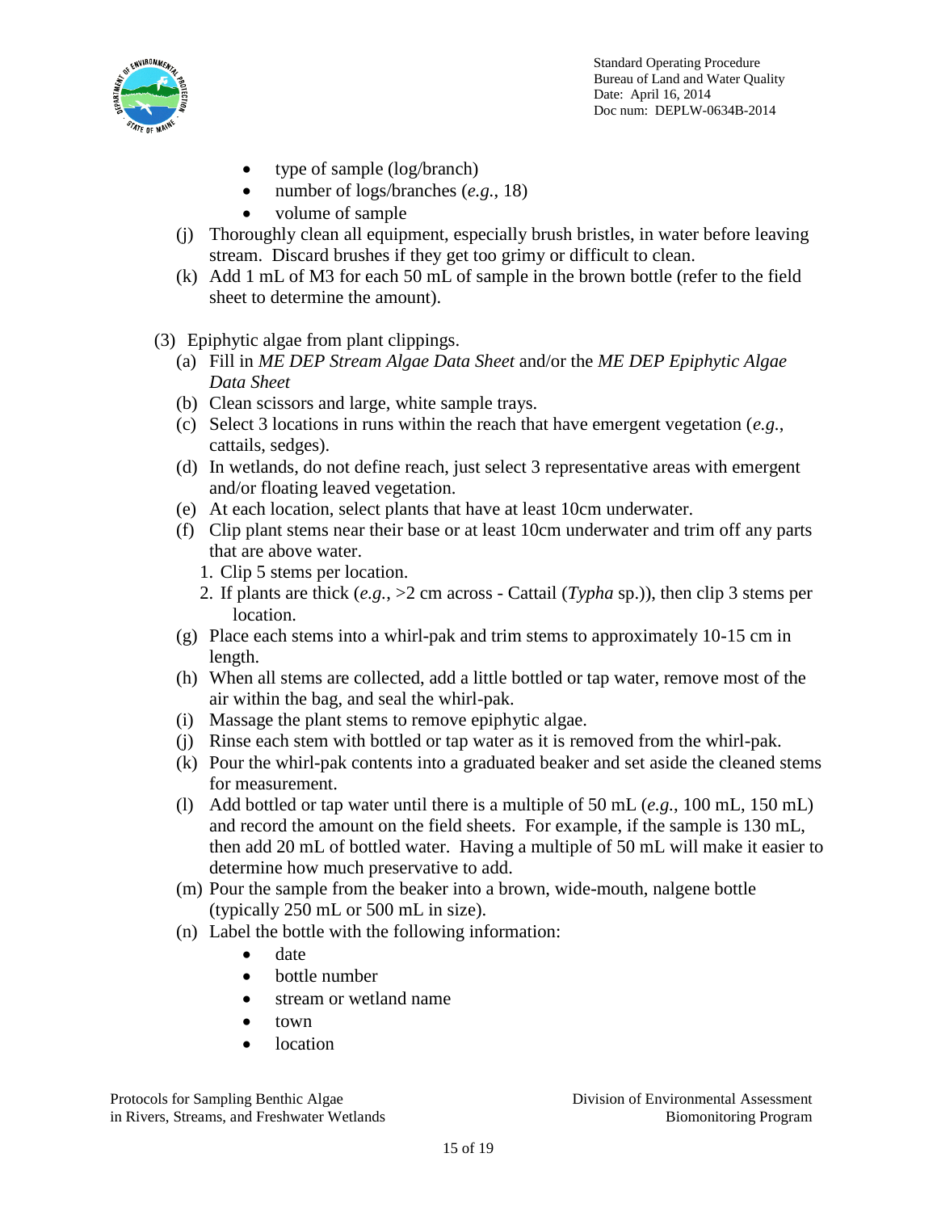- type of sample (log/branch)
- number of logs/branches (*e.g.*, 18)
- volume of sample

(j) Thoroughly clean all equipment, especially brush bristles, in water before leaving stream. Discard brushes if they get too grimy or difficult to clean.

(k) Add 1 mL of M3 for each 50 mL of sample in the brown bottle (refer to the field sheet to determine the amount).

(3) Epiphytic algae from plant clippings.

(a) Fill in *ME DEP Stream Algae Data Sheet* and/or the *ME DEP Epiphytic Algae Data Sheet*

(b) Clean scissors and large, white sample trays.

(c) Select 3 locations in runs within the reach that have emergent vegetation (*e.g.*, cattails, sedges).

(d) In wetlands, do not define reach, just select 3 representative areas with emergent and/or floating leaved vegetation.

(e) At each location, select plants that have at least 10cm underwater.

(f) Clip plant stems near their base or at least 10cm underwater and trim off any parts that are above water.

1. Clip 5 stems per location.
2. If plants are thick (*e.g.*, >2 cm across - Cattail (*Typha* sp.)), then clip 3 stems per location.

(g) Place each stems into a whirl-pak and trim stems to approximately 10-15 cm in length.

(h) When all stems are collected, add a little bottled or tap water, remove most of the air within the bag, and seal the whirl-pak.

(i) Massage the plant stems to remove epiphytic algae.

(j) Rinse each stem with bottled or tap water as it is removed from the whirl-pak.

(k) Pour the whirl-pak contents into a graduated beaker and set aside the cleaned stems for measurement.

(l) Add bottled or tap water until there is a multiple of 50 mL (*e.g.*, 100 mL, 150 mL) and record the amount on the field sheets. For example, if the sample is 130 mL, then add 20 mL of bottled water. Having a multiple of 50 mL will make it easier to determine how much preservative to add.

(m) Pour the sample from the beaker into a brown, wide-mouth, nalgene bottle (typically 250 mL or 500 mL in size).

(n) Label the bottle with the following information:

- date
- bottle number
- stream or wetland name
- town
- location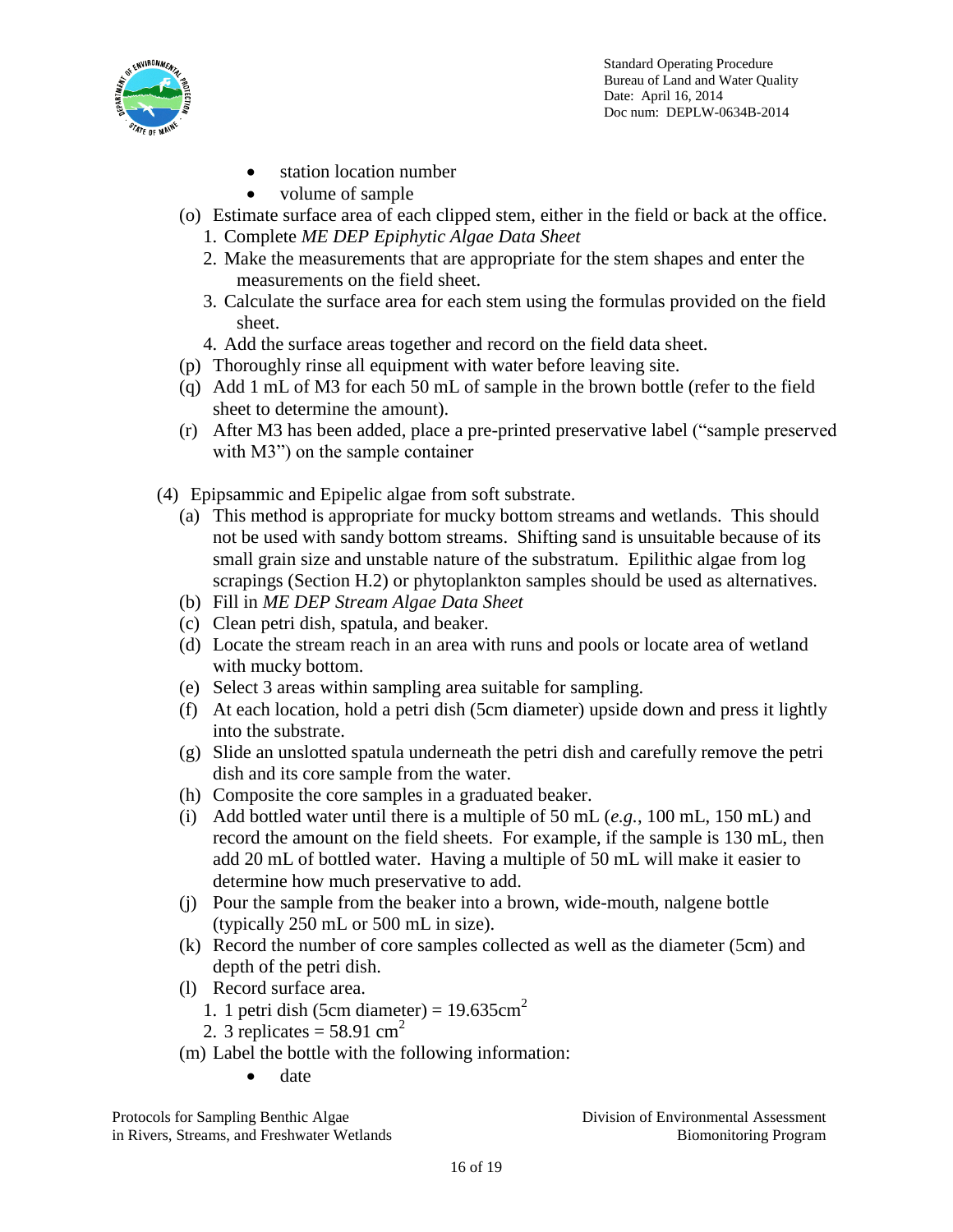- station location number
- volume of sample

(o) Estimate surface area of each clipped stem, either in the field or back at the office.
   1. Complete *ME DEP Epiphytic Algae Data Sheet*
   2. Make the measurements that are appropriate for the stem shapes and enter the measurements on the field sheet.
   3. Calculate the surface area for each stem using the formulas provided on the field sheet.
   4. Add the surface areas together and record on the field data sheet.

(p) Thoroughly rinse all equipment with water before leaving site.

(q) Add 1 mL of M3 for each 50 mL of sample in the brown bottle (refer to the field sheet to determine the amount).

(r) After M3 has been added, place a pre-printed preservative label ("sample preserved with M3") on the sample container

(4) Epipsammic and Epipelic algae from soft substrate.

(a) This method is appropriate for mucky bottom streams and wetlands. This should not be used with sandy bottom streams. Shifting sand is unsuitable because of its small grain size and unstable nature of the substratum. Epilithic algae from log scrapings (Section H.2) or phytoplankton samples should be used as alternatives.

(b) Fill in *ME DEP Stream Algae Data Sheet*

(c) Clean petri dish, spatula, and beaker.

(d) Locate the stream reach in an area with runs and pools or locate area of wetland with mucky bottom.

(e) Select 3 areas within sampling area suitable for sampling.

(f) At each location, hold a petri dish (5cm diameter) upside down and press it lightly into the substrate.

(g) Slide an unslotted spatula underneath the petri dish and carefully remove the petri dish and its core sample from the water.

(h) Composite the core samples in a graduated beaker.

(i) Add bottled water until there is a multiple of 50 mL (*e.g.*, 100 mL, 150 mL) and record the amount on the field sheets. For example, if the sample is 130 mL, then add 20 mL of bottled water. Having a multiple of 50 mL will make it easier to determine how much preservative to add.

(j) Pour the sample from the beaker into a brown, wide-mouth, nalgene bottle (typically 250 mL or 500 mL in size).

(k) Record the number of core samples collected as well as the diameter (5cm) and depth of the petri dish.

(l) Record surface area.
   1. 1 petri dish (5cm diameter) = 19.635cm$^2$
   2. 3 replicates = 58.91 cm$^2$

(m) Label the bottle with the following information:
   - date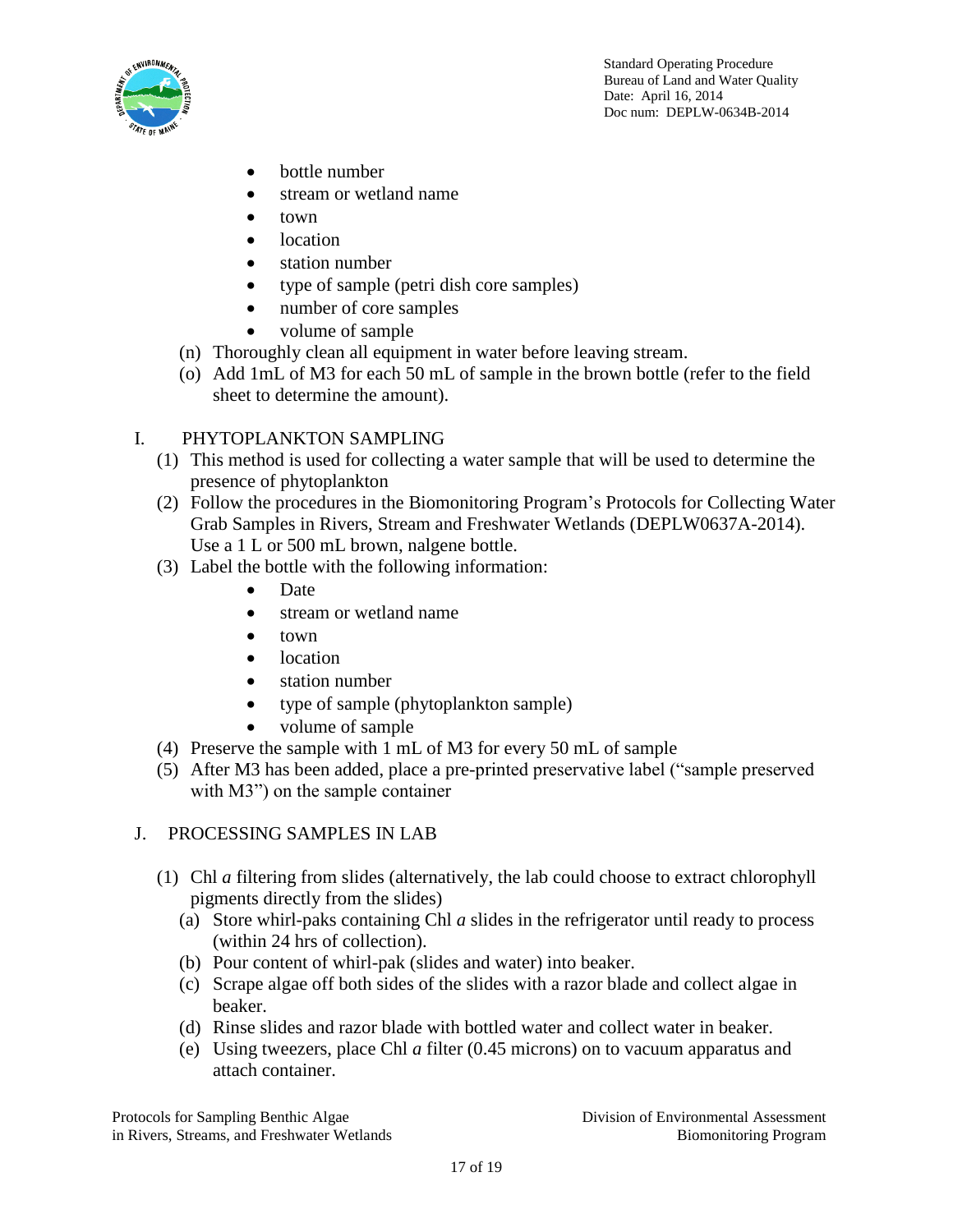- bottle number
- stream or wetland name
- town
- location
- station number
- type of sample (petri dish core samples)
- number of core samples
- volume of sample

(n) Thoroughly clean all equipment in water before leaving stream.

(o) Add 1mL of M3 for each 50 mL of sample in the brown bottle (refer to the field sheet to determine the amount).

## I. PHYTOPLANKTON SAMPLING

(1) This method is used for collecting a water sample that will be used to determine the presence of phytoplankton

(2) Follow the procedures in the Biomonitoring Program's Protocols for Collecting Water Grab Samples in Rivers, Stream and Freshwater Wetlands (DEPLW0637A-2014). Use a 1 L or 500 mL brown, nalgene bottle.

(3) Label the bottle with the following information:

- Date
- stream or wetland name
- town
- location
- station number
- type of sample (phytoplankton sample)
- volume of sample

(4) Preserve the sample with 1 mL of M3 for every 50 mL of sample

(5) After M3 has been added, place a pre-printed preservative label ("sample preserved with M3") on the sample container

## J. PROCESSING SAMPLES IN LAB

(1) Chl *a* filtering from slides (alternatively, the lab could choose to extract chlorophyll pigments directly from the slides)

(a) Store whirl-paks containing Chl *a* slides in the refrigerator until ready to process (within 24 hrs of collection).

(b) Pour content of whirl-pak (slides and water) into beaker.

(c) Scrape algae off both sides of the slides with a razor blade and collect algae in beaker.

(d) Rinse slides and razor blade with bottled water and collect water in beaker.

(e) Using tweezers, place Chl *a* filter (0.45 microns) on to vacuum apparatus and attach container.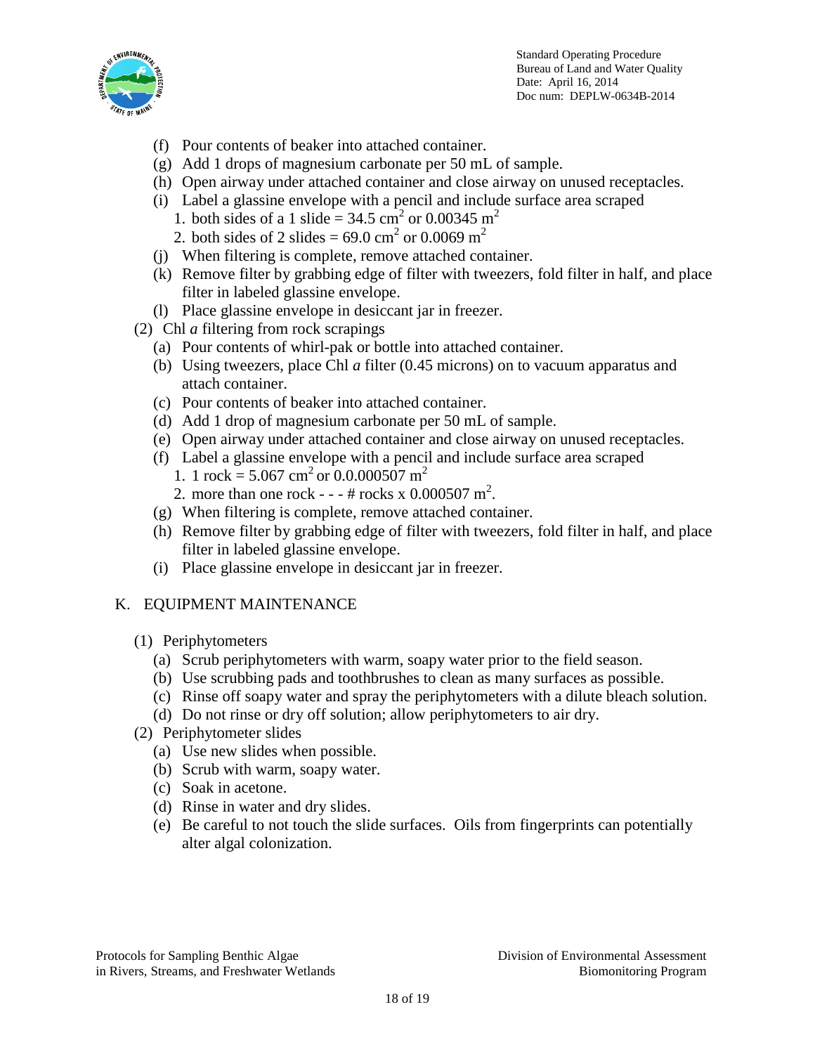(f) Pour contents of beaker into attached container.
(g) Add 1 drops of magnesium carbonate per 50 mL of sample.
(h) Open airway under attached container and close airway on unused receptacles.
(i) Label a glassine envelope with a pencil and include surface area scraped
   1. both sides of a 1 slide = 34.5 $cm^2$ or 0.00345 $m^2$
   2. both sides of 2 slides = 69.0 $cm^2$ or 0.0069 $m^2$
(j) When filtering is complete, remove attached container.
(k) Remove filter by grabbing edge of filter with tweezers, fold filter in half, and place filter in labeled glassine envelope.
(l) Place glassine envelope in desiccant jar in freezer.

(2) Chl *a* filtering from rock scrapings
(a) Pour contents of whirl-pak or bottle into attached container.
(b) Using tweezers, place Chl *a* filter (0.45 microns) on to vacuum apparatus and attach container.
(c) Pour contents of beaker into attached container.
(d) Add 1 drop of magnesium carbonate per 50 mL of sample.
(e) Open airway under attached container and close airway on unused receptacles.
(f) Label a glassine envelope with a pencil and include surface area scraped
   1. 1 rock = 5.067 $cm^2$ or 0.0.000507 $m^2$
   2. more than one rock - - - # rocks x 0.000507 $m^2$.
(g) When filtering is complete, remove attached container.
(h) Remove filter by grabbing edge of filter with tweezers, fold filter in half, and place filter in labeled glassine envelope.
(i) Place glassine envelope in desiccant jar in freezer.

## K. EQUIPMENT MAINTENANCE

(1) Periphytometers
(a) Scrub periphytometers with warm, soapy water prior to the field season.
(b) Use scrubbing pads and toothbrushes to clean as many surfaces as possible.
(c) Rinse off soapy water and spray the periphytometers with a dilute bleach solution.
(d) Do not rinse or dry off solution; allow periphytometers to air dry.

(2) Periphytometer slides
(a) Use new slides when possible.
(b) Scrub with warm, soapy water.
(c) Soak in acetone.
(d) Rinse in water and dry slides.
(e) Be careful to not touch the slide surfaces. Oils from fingerprints can potentially alter algal colonization.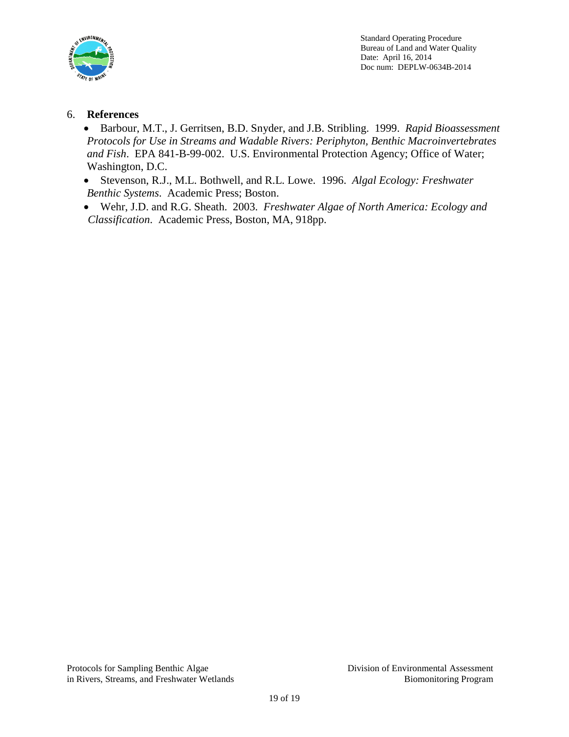## 6. References

- Barbour, M.T., J. Gerritsen, B.D. Snyder, and J.B. Stribling. 1999. *Rapid Bioassessment Protocols for Use in Streams and Wadable Rivers: Periphyton, Benthic Macroinvertebrates and Fish*. EPA 841-B-99-002. U.S. Environmental Protection Agency; Office of Water; Washington, D.C.
- Stevenson, R.J., M.L. Bothwell, and R.L. Lowe. 1996. *Algal Ecology: Freshwater Benthic Systems*. Academic Press; Boston.
- Wehr, J.D. and R.G. Sheath. 2003. *Freshwater Algae of North America: Ecology and Classification*. Academic Press, Boston, MA, 918pp.